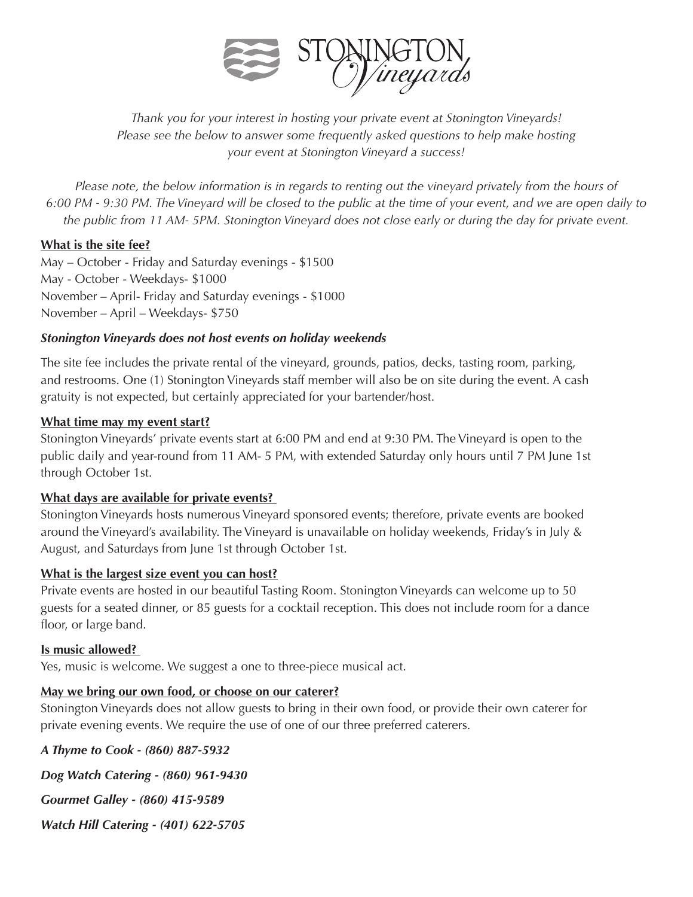# STONINGTON Vineyards

*Thank you for your interest in hosting your private event at Stonington Vineyards! Please see the below to answer some frequently asked questions to help make hosting your event at Stonington Vineyard a success!*

*Please note, the below information is in regards to renting out the vineyard privately from the hours of 6:00 PM - 9:30 PM. The Vineyard will be closed to the public at the time of your event, and we are open daily to the public from 11 AM- 5PM. Stonington Vineyard does not close early or during the day for private event.*

**What is the site fee?**

May – October - Friday and Saturday evenings - $1500
May - October - Weekdays- $1000
November – April- Friday and Saturday evenings - $1000
November – April – Weekdays- $750

***Stonington Vineyards does not host events on holiday weekends***

The site fee includes the private rental of the vineyard, grounds, patios, decks, tasting room, parking, and restrooms. One (1) Stonington Vineyards staff member will also be on site during the event. A cash gratuity is not expected, but certainly appreciated for your bartender/host.

**What time may my event start?**

Stonington Vineyards' private events start at 6:00 PM and end at 9:30 PM. The Vineyard is open to the public daily and year-round from 11 AM- 5 PM, with extended Saturday only hours until 7 PM June 1st through October 1st.

**What days are available for private events?**

Stonington Vineyards hosts numerous Vineyard sponsored events; therefore, private events are booked around the Vineyard's availability. The Vineyard is unavailable on holiday weekends, Friday's in July & August, and Saturdays from June 1st through October 1st.

**What is the largest size event you can host?**

Private events are hosted in our beautiful Tasting Room. Stonington Vineyards can welcome up to 50 guests for a seated dinner, or 85 guests for a cocktail reception. This does not include room for a dance floor, or large band.

**Is music allowed?**

Yes, music is welcome. We suggest a one to three-piece musical act.

**May we bring our own food, or choose on our caterer?**

Stonington Vineyards does not allow guests to bring in their own food, or provide their own caterer for private evening events. We require the use of one of our three preferred caterers.

***A Thyme to Cook - (860) 887-5932***

***Dog Watch Catering - (860) 961-9430***

***Gourmet Galley - (860) 415-9589***

***Watch Hill Catering - (401) 622-5705***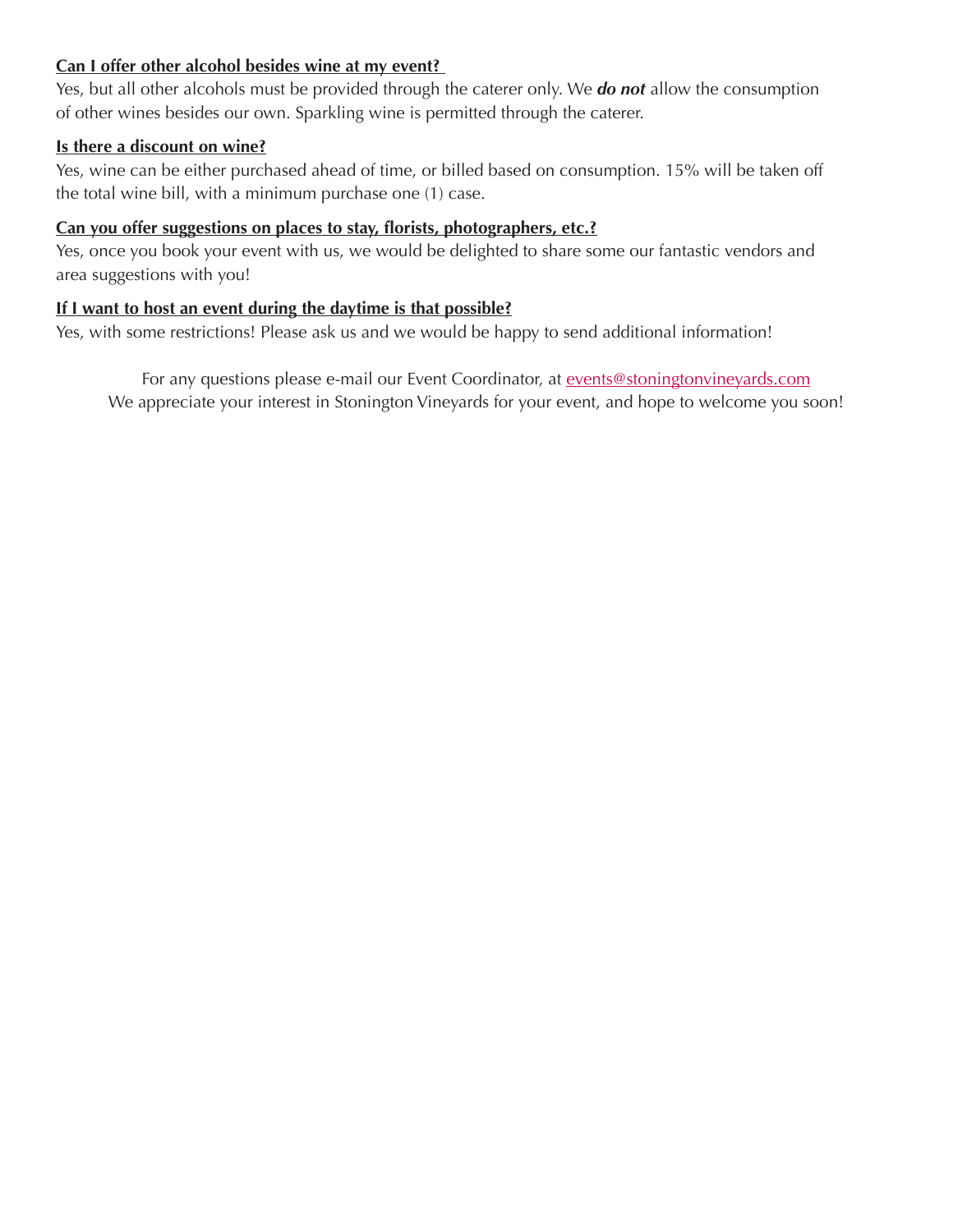**Can I offer other alcohol besides wine at my event?**

Yes, but all other alcohols must be provided through the caterer only. We ***do not*** allow the consumption of other wines besides our own. Sparkling wine is permitted through the caterer.

**Is there a discount on wine?**

Yes, wine can be either purchased ahead of time, or billed based on consumption. 15% will be taken off the total wine bill, with a minimum purchase one (1) case.

**Can you offer suggestions on places to stay, florists, photographers, etc.?**

Yes, once you book your event with us, we would be delighted to share some our fantastic vendors and area suggestions with you!

**If I want to host an event during the daytime is that possible?**

Yes, with some restrictions! Please ask us and we would be happy to send additional information!

For any questions please e-mail our Event Coordinator, at events@stoningtonvineyards.com
We appreciate your interest in Stonington Vineyards for your event, and hope to welcome you soon!